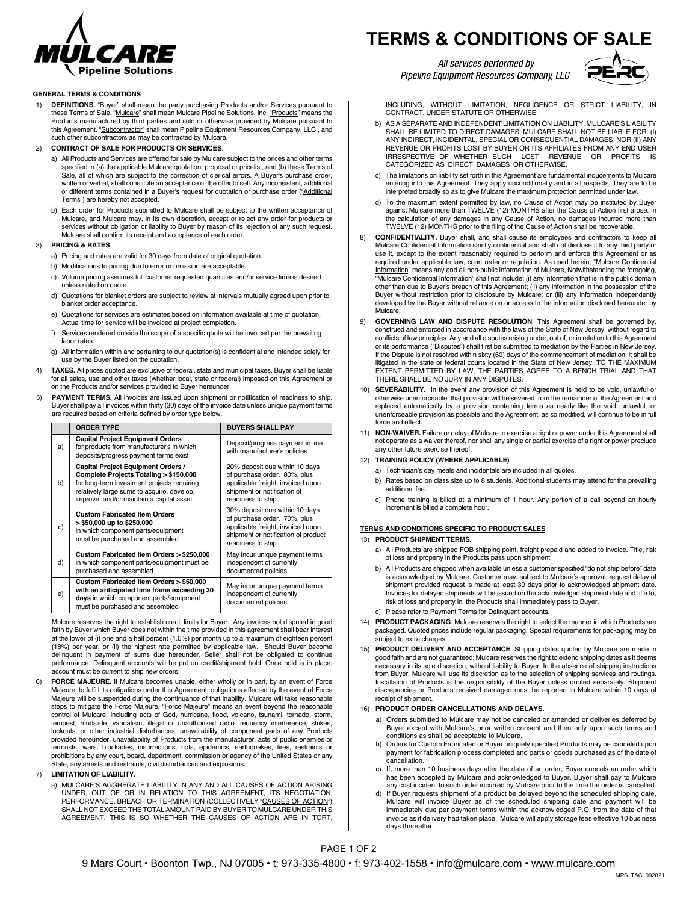# TERMS & CONDITIONS OF SALE

*All services performed by Pipeline Equipment Resources Company, LLC*

## GENERAL TERMS & CONDITIONS

1) **DEFINITIONS.** "Buyer" shall mean the party purchasing Products and/or Services pursuant to these Terms of Sale. "Mulcare" shall mean Mulcare Pipeline Solutions, Inc. "Products" means the Products manufactured by third parties and sold or otherwise provided by Mulcare pursuant to this Agreement. "Subcontractor" shall mean Pipeline Equipment Resources Company, LLC., and such other subcontractors as may be contracted by Mulcare.

2) **CONTRACT OF SALE FOR PRODUCTS OR SERVICES**.
   a) All Products and Services are offered for sale by Mulcare subject to the prices and other terms specified in (a) the applicable Mulcare quotation, proposal or pricelist, and (b) these Terms of Sale, all of which are subject to the correction of clerical errors. A Buyer's purchase order, written or verbal, shall constitute an acceptance of the offer to sell. Any inconsistent, additional or different terms contained in a Buyer's request for quotation or purchase order ("Additional Terms") are hereby not accepted.
   b) Each order for Products submitted to Mulcare shall be subject to the written acceptance of Mulcare, and Mulcare may, in its own discretion, accept or reject any order for products or services without obligation or liability to Buyer by reason of its rejection of any such request. Mulcare shall confirm its receipt and acceptance of each order.

3) **PRICING & RATES**
   a) Pricing and rates are valid for 30 days from date of original quotation.
   b) Modifications to pricing due to error or omission are acceptable.
   c) Volume pricing assumes full customer requested quantities and/or service time is desired unless noted on quote.
   d) Quotations for blanket orders are subject to review at intervals mutually agreed upon prior to blanket order acceptance.
   e) Quotations for services are estimates based on information available at time of quotation. Actual time for service will be invoiced at project completion.
   f) Services rendered outside the scope of a specific quote will be invoiced per the prevailing labor rates.
   g) All information within and pertaining to our quotation(s) is confidential and intended solely for use by the Buyer listed on the quotation.

4) **TAXES.** All prices quoted are exclusive of federal, state and municipal taxes. Buyer shall be liable for all sales, use and other taxes (whether local, state or federal) imposed on this Agreement or on the Products and/or services provided to Buyer hereunder.

5) **PAYMENT TERMS.** All invoices are issued upon shipment or notification of readiness to ship. Buyer shall pay all invoices within thirty (30) days of the invoice date unless unique payment terms are required based on criteria defined by order type below.

| | ORDER TYPE | BUYERS SHALL PAY |
|---|---|---|
| a) | **Capital Project Equipment Orders** for products from manufacturer's in which deposits/progress payment terms exist | Deposit/progress payment in line with manufacturer's policies |
| b) | **Capital Project Equipment Orders / Complete Projects Totaling > $150,000** for long-term investment projects requiring relatively large sums to acquire, develop, improve, and/or maintain a capital asset. | 20% deposit due within 10 days of purchase order. 80%, plus applicable freight, invoiced upon shipment or notification of readiness to ship. |
| c) | **Custom Fabricated Item Orders > $50,000 up to $250,000** in which component parts/equipment must be purchased and assembled | 30% deposit due within 10 days of purchase order. 70%, plus applicable freight, invoiced upon shipment or notification of product readiness to ship |
| d) | **Custom Fabricated Item Orders > $250,000** in which component parts/equipment must be purchased and assembled | May incur unique payment terms independent of currently documented policies |
| e) | **Custom Fabricated Item Orders > $50,000 with an anticipated time frame exceeding 30 days** in which component parts/equipment must be purchased and assembled | May incur unique payment terms independent of currently documented policies |

Mulcare reserves the right to establish credit limits for Buyer. Any invoices not disputed in good faith by Buyer which Buyer does not within the time provided in this agreement shall bear interest at the lower of (i) one and a half percent (1.5%) per month up to a maximum of eighteen percent (18%) per year, or (ii) the highest rate permitted by applicable law. Should Buyer become delinquent in payment of sums due hereunder, Seller shall not be obligated to continue performance. Delinquent accounts will be put on credit/shipment hold. Once hold is in place, account must be current to ship new orders.

6) **FORCE MAJEURE.** If Mulcare becomes unable, either wholly or in part, by an event of Force Majeure, to fulfill its obligations under this Agreement, obligations affected by the event of Force Majeure will be suspended during the continuance of that inability. Mulcare will take reasonable steps to mitigate the Force Majeure. "Force Majeure" means an event beyond the reasonable control of Mulcare, including acts of God, hurricane, flood, volcano, tsunami, tornado, storm, tempest, mudslide, vandalism, illegal or unauthorized radio frequency interference, strikes, lockouts, or other industrial disturbances, unavailability of component parts of any Products provided hereunder, unavailability of Products from the manufacturer, acts of public enemies or terrorists, wars, blockades, insurrections, riots, epidemics, earthquakes, fires, restraints or prohibitions by any court, board, department, commission or agency of the United States or any State, any arrests and restraints, civil disturbances and explosions.

7) **LIMITATION OF LIABILITY.**
   a) MULCARE'S AGGREGATE LIABILITY IN ANY AND ALL CAUSES OF ACTION ARISING UNDER, OUT OF OR IN RELATION TO THIS AGREEMENT, ITS NEGOTIATION, PERFORMANCE, BREACH OR TERMINATION (COLLECTIVELY "CAUSES OF ACTION") SHALL NOT EXCEED THE TOTAL AMOUNT PAID BY BUYER TO MULCARE UNDER THIS AGREEMENT. THIS IS SO WHETHER THE CAUSES OF ACTION ARE IN TORT, INCLUDING, WITHOUT LIMITATION, NEGLIGENCE OR STRICT LIABILITY, IN CONTRACT, UNDER STATUTE OR OTHERWISE.
   b) AS A SEPARATE AND INDEPENDENT LIMITATION ON LIABILITY, MULCARE'S LIABILITY SHALL BE LIMITED TO DIRECT DAMAGES. MULCARE SHALL NOT BE LIABLE FOR: (I) ANY INDIRECT, INCIDENTAL, SPECIAL OR CONSEQUENTIAL DAMAGES; NOR (II) ANY REVENUE OR PROFITS LOST BY BUYER OR ITS AFFILIATES FROM ANY END USER IRRESPECTIVE OF WHETHER SUCH LOST REVENUE OR PROFITS IS CATEGORIZED AS DIRECT DAMAGES OR OTHERWISE.
   c) The limitations on liability set forth in this Agreement are fundamental inducements to Mulcare entering into this Agreement. They apply unconditionally and in all respects. They are to be interpreted broadly so as to give Mulcare the maximum protection permitted under law.
   d) To the maximum extent permitted by law, no Cause of Action may be instituted by Buyer against Mulcare more than TWELVE (12) MONTHS after the Cause of Action first arose. In the calculation of any damages in any Cause of Action, no damages incurred more than TWELVE (12) MONTHS prior to the filing of the Cause of Action shall be recoverable.

8) **CONFIDENTIALITY.** Buyer shall, and shall cause its employees and contractors to keep all Mulcare Confidential Information strictly confidential and shall not disclose it to any third party or use it, except to the extent reasonably required to perform and enforce this Agreement or as required under applicable law, court order or regulation. As used herein, "Mulcare Confidential Information" means any and all non-public information of Mulcare, Notwithstanding the foregoing, "Mulcare Confidential Information" shall not include: (i) any information that is in the public domain other than due to Buyer's breach of this Agreement; (ii) any information in the possession of the Buyer without restriction prior to disclosure by Mulcare; or (iii) any information independently developed by the Buyer without reliance on or access to the information disclosed hereunder by Mulcare.

9) **GOVERNING LAW AND DISPUTE RESOLUTION**. This Agreement shall be governed by, construed and enforced in accordance with the laws of the State of New Jersey, without regard to conflicts of law principles. Any and all disputes arising under, out of, or in relation to this Agreement or its performance ("Disputes") shall first be submitted to mediation by the Parties in New Jersey. If the Dispute is not resolved within sixty (60) days of the commencement of mediation, it shall be litigated in the state or federal courts located in the State of New Jersey. TO THE MAXIMUM EXTENT PERMITTED BY LAW, THE PARTIES AGREE TO A BENCH TRIAL AND THAT THERE SHALL BE NO JURY IN ANY DISPUTES.

10) **SEVERABILITY.** In the event any provision of this Agreement is held to be void, unlawful or otherwise unenforceable, that provision will be severed from the remainder of the Agreement and replaced automatically by a provision containing terms as nearly like the void, unlawful, or unenforceable provision as possible and the Agreement, as so modified, will continue to be in full force and effect.

11) **NON-WAIVER.** Failure or delay of Mulcare to exercise a right or power under this Agreement shall not operate as a waiver thereof, nor shall any single or partial exercise of a right or power preclude any other future exercise thereof.

12) **TRAINING POLICY (WHERE APPLICABLE)**
    a) Technician's day meals and incidentals are included in all quotes.
    b) Rates based on class size up to 8 students. Additional students may attend for the prevailing additional fee.
    c) Phone training is billed at a minimum of 1 hour. Any portion of a call beyond an hourly increment is billed a complete hour.

## TERMS AND CONDITIONS SPECIFIC TO PRODUCT SALES

13) **PRODUCT SHIPMENT TERMS.**
    a) All Products are shipped FOB shipping point, freight prepaid and added to invoice. Title, risk of loss and property in the Products pass upon shipment.
    b) All Products are shipped when available unless a customer specified "do not ship before" date is acknowledged by Mulcare. Customer may, subject to Mulcare's approval, request delay of shipment provided request is made at least 30 days prior to acknowledged shipment date. Invoices for delayed shipments will be issued on the acknowledged shipment date and title to, risk of loss and property in, the Products shall immediately pass to Buyer.
    c) Please refer to Payment Terms for Delinquent accounts.

14) **PRODUCT PACKAGING**. Mulcare reserves the right to select the manner in which Products are packaged. Quoted prices include regular packaging. Special requirements for packaging may be subject to extra charges.

15) **PRODUCT DELIVERY AND ACCEPTANCE**. Shipping dates quoted by Mulcare are made in good faith and are not guaranteed; Mulcare reserves the right to extend shipping dates as it deems necessary in its sole discretion, without liability to Buyer. In the absence of shipping instructions from Buyer, Mulcare will use its discretion as to the selection of shipping services and routings. Installation of Products is the responsibility of the Buyer unless quoted separately. Shipment discrepancies or Products received damaged must be reported to Mulcare within 10 days of receipt of shipment.

16) **PRODUCT ORDER CANCELLATIONS AND DELAYS.**
    a) Orders submitted to Mulcare may not be canceled or amended or deliveries deferred by Buyer except with Mulcare's prior written consent and then only upon such terms and conditions as shall be acceptable to Mulcare.
    b) Orders for Custom Fabricated or Buyer uniquely specified Products may be canceled upon payment for fabrication process completed and parts or goods purchased as of the date of cancellation.
    c) If, more than 10 business days after the date of an order, Buyer cancels an order which has been accepted by Mulcare and acknowledged to Buyer, Buyer shall pay to Mulcare any cost incident to such order incurred by Mulcare prior to the time the order is cancelled.
    d) If Buyer requests shipment of a product be delayed beyond the scheduled shipping date, Mulcare will invoice Buyer as of the scheduled shipping date and payment will be immediately due per payment terms within the acknowledged P.O. from the date of that invoice as if delivery had taken place. Mulcare will apply storage fees effective 10 business days thereafter.

9 Mars Court • Boonton Twp., NJ 07005 • t: 973-335-4800 • f: 973-402-1558 • info@mulcare.com • www.mulcare.com

MPS_T&C_092821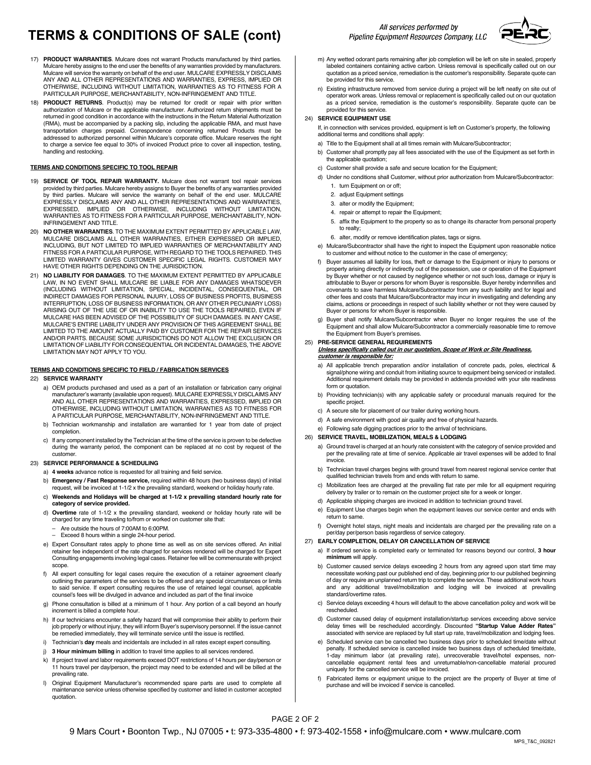# TERMS & CONDITIONS OF SALE (cont)

*All services performed by Pipeline Equipment Resources Company, LLC*

17) **PRODUCT WARRANTIES**. Mulcare does not warrant Products manufactured by third parties. Mulcare hereby assigns to the end user the benefits of any warranties provided by manufacturers. Mulcare will service the warranty on behalf of the end user. MULCARE EXPRESSLY DISCLAIMS ANY AND ALL OTHER REPRESENTATIONS AND WARRANTIES, EXPRESS, IMPLIED OR OTHERWISE, INCLUDING WITHOUT LIMITATION, WARRANTIES AS TO FITNESS FOR A PARTICULAR PURPOSE, MERCHANTABILITY, NON-INFRINGEMENT AND TITLE.

18) **PRODUCT RETURNS**. Product(s) may be returned for credit or repair with prior written authorization of Mulcare or the applicable manufacturer. Authorized return shipments must be returned in good condition in accordance with the instructions in the Return Material Authorization (RMA), must be accompanied by a packing slip, including the applicable RMA, and must have transportation charges prepaid. Correspondence concerning returned Products must be addressed to authorized personnel within Mulcare's corporate office. Mulcare reserves the right to charge a service fee equal to 30% of invoiced Product price to cover all inspection, testing, handling and restocking.

## TERMS AND CONDITIONS SPECIFIC TO TOOL REPAIR

19) **SERVICE OF TOOL REPAIR WARRANTY.** Mulcare does not warrant tool repair services provided by third parties. Mulcare hereby assigns to Buyer the benefits of any warranties provided by third parties. Mulcare will service the warranty on behalf of the end user. MULCARE EXPRESSLY DISCLAIMS ANY AND ALL OTHER REPRESENTATIONS AND WARRANTIES, EXPRESSED, IMPLIED OR OTHERWISE, INCLUDING WITHOUT LIMITATION, WARRANTIES AS TO FITNESS FOR A PARTICULAR PURPOSE, MERCHANTABILITY, NON-INFRINGEMENT AND TITLE.

20) **NO OTHER WARRANTIES**. TO THE MAXIMUM EXTENT PERMITTED BY APPLICABLE LAW, MULCARE DISCLAIMS ALL OTHER WARRANTIES, EITHER EXPRESSED OR IMPLIED, INCLUDING, BUT NOT LIMITED TO IMPLIED WARRANTIES OF MERCHANTABILITY AND FITNESS FOR A PARTICULAR PURPOSE, WITH REGARD TO THE TOOLS REPAIRED. THIS LIMITED WARRANTY GIVES CUSTOMER SPECIFIC LEGAL RIGHTS. CUSTOMER MAY HAVE OTHER RIGHTS DEPENDING ON THE JURISDICTION.

21) **NO LIABILITY FOR DAMAGES**. TO THE MAXIMUM EXTENT PERMITTED BY APPLICABLE LAW, IN NO EVENT SHALL MULCARE BE LIABLE FOR ANY DAMAGES WHATSOEVER (INCLUDING WITHOUT LIMITATION, SPECIAL, INCIDENTAL, CONSEQUENTIAL, OR INDIRECT DAMAGES FOR PERSONAL INJURY, LOSS OF BUSINESS PROFITS, BUSINESS INTERRUPTION, LOSS OF BUSINESS INFORMATION, OR ANY OTHER PECUNIARY LOSS) ARISING OUT OF THE USE OF OR INABILITY TO USE THE TOOLS REPAIRED, EVEN IF MULCARE HAS BEEN ADVISED OF THE POSSIBILITY OF SUCH DAMAGES. IN ANY CASE, MULCARE'S ENTIRE LIABILITY UNDER ANY PROVISION OF THIS AGREEMENT SHALL BE LIMITED TO THE AMOUNT ACTUALLY PAID BY CUSTOMER FOR THE REPAIR SERVICES AND/OR PARTS. BECAUSE SOME JURISDICTIONS DO NOT ALLOW THE EXCLUSION OR LIMITATION OF LIABILITY FOR CONSEQUENTIAL OR INCIDENTAL DAMAGES, THE ABOVE LIMITATION MAY NOT APPLY TO YOU.

## TERMS AND CONDITIONS SPECIFIC TO FIELD / FABRICATION SERVICES

22) **SERVICE WARRANTY**

a) OEM products purchased and used as a part of an installation or fabrication carry original manufacturer's warranty (available upon request). MULCARE EXPRESSLY DISCLAIMS ANY AND ALL OTHER REPRESENTATIONS AND WARRANTIES, EXPRESSED, IMPLIED OR OTHERWISE, INCLUDING WITHOUT LIMITATION, WARRANTIES AS TO FITNESS FOR A PARTICULAR PURPOSE, MERCHANTABILITY, NON-INFRINGEMENT AND TITLE.

b) Technician workmanship and installation are warrantied for 1 year from date of project completion.

c) If any component installed by the Technician at the time of the service is proven to be defective during the warranty period, the component can be replaced at no cost by request of the customer.

23) **SERVICE PERFORMANCE & SCHEDULING**

a) **4 weeks** advance notice is requested for all training and field service.

b) **Emergency / Fast Response service,** required within 48 hours (two business days) of initial request, will be invoiced at 1-1/2 x the prevailing standard, weekend or holiday hourly rate.

c) **Weekends and Holidays will be charged at 1-1/2 x prevailing standard hourly rate for category of service provided.**

d) **Overtime** rate of 1-1/2 x the prevailing standard, weekend or holiday hourly rate will be charged for any time traveling to/from or worked on customer site that:
- Are outside the hours of 7:00AM to 6:00PM.
- Exceed 8 hours within a single 24-hour period.

e) Expert Consultant rates apply to phone time as well as on site services offered. An initial retainer fee independent of the rate charged for services rendered will be charged for Expert Consulting engagements involving legal cases. Retainer fee will be commensurate with project scope.

f) All expert consulting for legal cases require the execution of a retainer agreement clearly outlining the parameters of the services to be offered and any special circumstances or limits to said service. If expert consulting requires the use of retained legal counsel, applicable counsel's fees will be divulged in advance and included as part of the final invoice

g) Phone consultation is billed at a minimum of 1 hour. Any portion of a call beyond an hourly increment is billed a complete hour.

h) If our technicians encounter a safety hazard that will compromise their ability to perform their job properly or without injury, they will inform Buyer's supervisory personnel. If the issue cannot be remedied immediately, they will terminate service until the issue is rectified.

i) Technician's **day** meals and incidentals are included in all rates except expert consulting.

j) **3 Hour minimum billing** in addition to travel time applies to all services rendered.

k) If project travel and labor requirements exceed DOT restrictions of 14 hours per day/person or 11 hours travel per day/person, the project may need to be extended and will be billed at the prevailing rate.

l) Original Equipment Manufacturer's recommended spare parts are used to complete all maintenance service unless otherwise specified by customer and listed in customer accepted quotation.

m) Any wetted odorant parts remaining after job completion will be left on site in sealed, properly labeled containers containing active carbon. Unless removal is specifically called out on our quotation as a priced service, remediation is the customer's responsibility. Separate quote can be provided for this service.

n) Existing infrastructure removed from service during a project will be left neatly on site out of operator work areas. Unless removal or replacement is specifically called out on our quotation as a priced service, remediation is the customer's responsibility. Separate quote can be provided for this service.

24) **SERVICE EQUIPMENT USE**

If, in connection with services provided, equipment is left on Customer's property, the following additional terms and conditions shall apply:

a) Title to the Equipment shall at all times remain with Mulcare/Subcontractor;

b) Customer shall promptly pay all fees associated with the use of the Equipment as set forth in the applicable quotation;

c) Customer shall provide a safe and secure location for the Equipment;

d) Under no conditions shall Customer, without prior authorization from Mulcare/Subcontractor:
1. turn Equipment on or off;
2. adjust Equipment settings
3. alter or modify the Equipment;
4. repair or attempt to repair the Equipment;
5. affix the Equipment to the property so as to change its character from personal property to realty;
6. alter, modify or remove identification plates, tags or signs.

e) Mulcare/Subcontractor shall have the right to inspect the Equipment upon reasonable notice to customer and without notice to the customer in the case of emergency;

f) Buyer assumes all liability for loss, theft or damage to the Equipment or injury to persons or property arising directly or indirectly out of the possession, use or operation of the Equipment by Buyer whether or not caused by negligence whether or not such loss, damage or injury is attributable to Buyer or persons for whom Buyer is responsible. Buyer hereby indemnifies and covenants to save harmless Mulcare/Subcontractor from any such liability and for legal and other fees and costs that Mulcare/Subcontractor may incur in investigating and defending any claims, actions or proceedings in respect of such liability whether or not they were caused by Buyer or persons for whom Buyer is responsible.

g) Buyer shall notify Mulcare/Subcontractor when Buyer no longer requires the use of the Equipment and shall allow Mulcare/Subcontractor a commercially reasonable time to remove the Equipment from Buyer's premises.

25) **PRE-SERVICE GENERAL REQUIREMENTS**

***Unless specifically called out in our quotation, Scope of Work or Site Readiness, customer is responsible for:***

a) All applicable trench preparation and/or installation of concrete pads, poles, electrical & signal/phone wiring and conduit from initiating source to equipment being serviced or installed. Additional requirement details may be provided in addenda provided with your site readiness form or quotation.

b) Providing technician(s) with any applicable safety or procedural manuals required for the specific project.

c) A secure site for placement of our trailer during working hours.

d) A safe environment with good air quality and free of physical hazards.

e) Following safe digging practices prior to the arrival of technicians.

26) **SERVICE TRAVEL, MOBILIZATION, MEALS & LODGING**

a) Ground travel is charged at an hourly rate consistent with the category of service provided and per the prevailing rate at time of service. Applicable air travel expenses will be added to final invoice.

b) Technician travel charges begins with ground travel from nearest regional service center that qualified technician travels from and ends with return to same.

c) Mobilization fees are charged at the prevailing flat rate per mile for all equipment requiring delivery by trailer or to remain on the customer project site for a week or longer.

d) Applicable shipping charges are invoiced in addition to technician ground travel.

e) Equipment Use charges begin when the equipment leaves our service center and ends with return to same.

f) Overnight hotel stays, night meals and incidentals are charged per the prevailing rate on a per/day per/person basis regardless of service category.

27) **EARLY COMPLETION, DELAY OR CANCELLATION OF SERVICE**

a) If ordered service is completed early or terminated for reasons beyond our control, **3 hour minimum** will apply.

b) Customer caused service delays exceeding 2 hours from any agreed upon start time may necessitate working past our published end of day, beginning prior to our published beginning of day or require an unplanned return trip to complete the service. These additional work hours and any additional travel/mobilization and lodging will be invoiced at prevailing standard/overtime rates.

c) Service delays exceeding 4 hours will default to the above cancellation policy and work will be rescheduled.

d) Customer caused delay of equipment installation/startup services exceeding above service delay times will be rescheduled accordingly. Discounted **"Startup Value Adder Rates"** associated with service are replaced by full start up rate, travel/mobilization and lodging fees.

e) Scheduled service can be cancelled two business days prior to scheduled time/date without penalty. If scheduled service is cancelled inside two business days of scheduled time/date, 1-day minimum labor (at prevailing rate), unrecoverable travel/hotel expenses, non-cancellable equipment rental fees and unreturnable/non-cancellable material procured uniquely for the cancelled service will be invoiced.

f) Fabricated items or equipment unique to the project are the property of Buyer at time of purchase and will be invoiced if service is cancelled.

9 Mars Court • Boonton Twp., NJ 07005 • t: 973-335-4800 • f: 973-402-1558 • info@mulcare.com • www.mulcare.com

MPS_T&C_092821